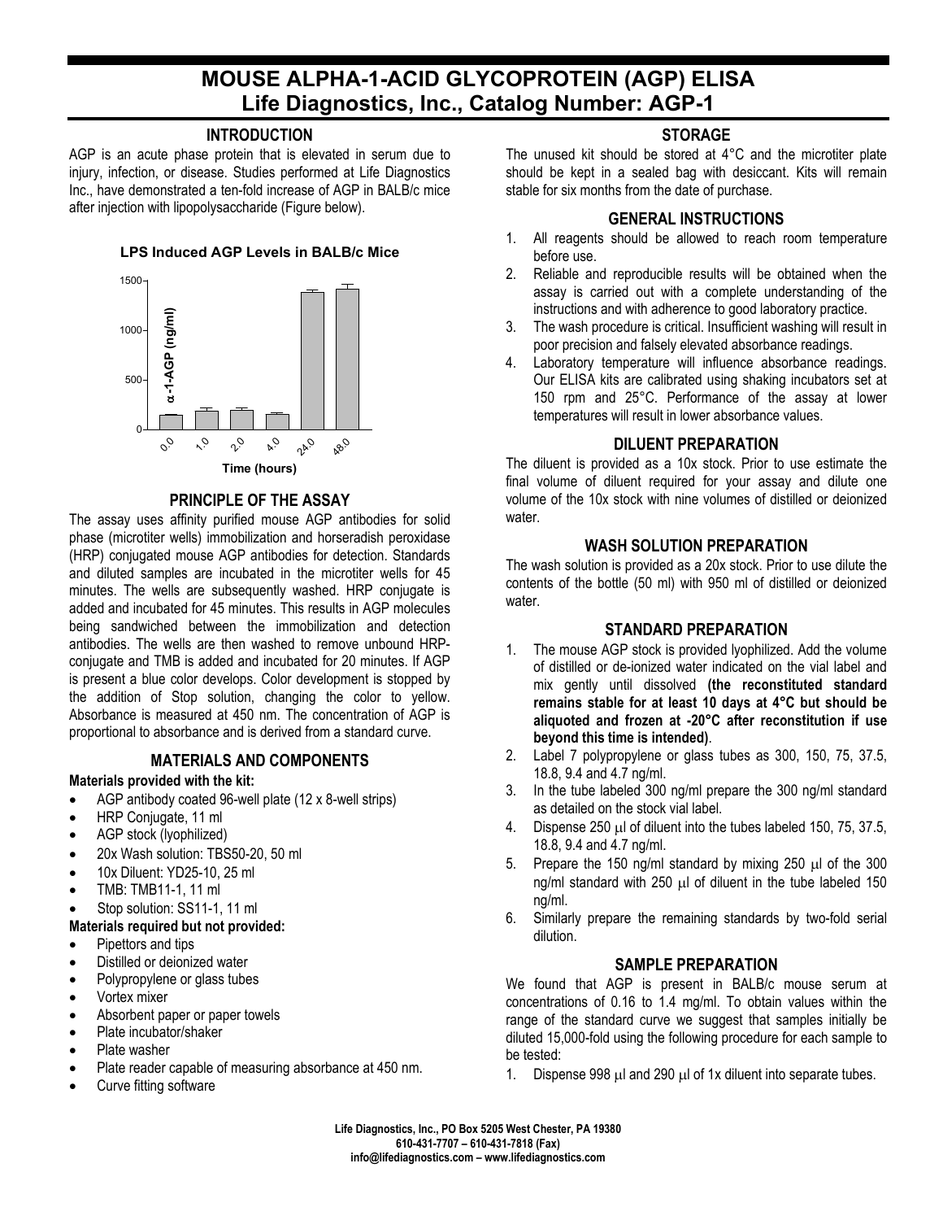# MOUSE ALPHA-1-ACID GLYCOPROTEIN (AGP) ELISA
## Life Diagnostics, Inc., Catalog Number: AGP-1

### INTRODUCTION

AGP is an acute phase protein that is elevated in serum due to injury, infection, or disease. Studies performed at Life Diagnostics Inc., have demonstrated a ten-fold increase of AGP in BALB/c mice after injection with lipopolysaccharide (Figure below).

**LPS Induced AGP Levels in BALB/c Mice**

### PRINCIPLE OF THE ASSAY

The assay uses affinity purified mouse AGP antibodies for solid phase (microtiter wells) immobilization and horseradish peroxidase (HRP) conjugated mouse AGP antibodies for detection. Standards and diluted samples are incubated in the microtiter wells for 45 minutes. The wells are subsequently washed. HRP conjugate is added and incubated for 45 minutes. This results in AGP molecules being sandwiched between the immobilization and detection antibodies. The wells are then washed to remove unbound HRP-conjugate and TMB is added and incubated for 20 minutes. If AGP is present a blue color develops. Color development is stopped by the addition of Stop solution, changing the color to yellow. Absorbance is measured at 450 nm. The concentration of AGP is proportional to absorbance and is derived from a standard curve.

### MATERIALS AND COMPONENTS

**Materials provided with the kit:**

- AGP antibody coated 96-well plate (12 x 8-well strips)
- HRP Conjugate, 11 ml
- AGP stock (lyophilized)
- 20x Wash solution: TBS50-20, 50 ml
- 10x Diluent: YD25-10, 25 ml
- TMB: TMB11-1, 11 ml
- Stop solution: SS11-1, 11 ml

**Materials required but not provided:**

- Pipettors and tips
- Distilled or deionized water
- Polypropylene or glass tubes
- Vortex mixer
- Absorbent paper or paper towels
- Plate incubator/shaker
- Plate washer
- Plate reader capable of measuring absorbance at 450 nm.
- Curve fitting software

### STORAGE

The unused kit should be stored at 4°C and the microtiter plate should be kept in a sealed bag with desiccant. Kits will remain stable for six months from the date of purchase.

### GENERAL INSTRUCTIONS

1. All reagents should be allowed to reach room temperature before use.
2. Reliable and reproducible results will be obtained when the assay is carried out with a complete understanding of the instructions and with adherence to good laboratory practice.
3. The wash procedure is critical. Insufficient washing will result in poor precision and falsely elevated absorbance readings.
4. Laboratory temperature will influence absorbance readings. Our ELISA kits are calibrated using shaking incubators set at 150 rpm and 25°C. Performance of the assay at lower temperatures will result in lower absorbance values.

### DILUENT PREPARATION

The diluent is provided as a 10x stock. Prior to use estimate the final volume of diluent required for your assay and dilute one volume of the 10x stock with nine volumes of distilled or deionized water.

### WASH SOLUTION PREPARATION

The wash solution is provided as a 20x stock. Prior to use dilute the contents of the bottle (50 ml) with 950 ml of distilled or deionized water.

### STANDARD PREPARATION

1. The mouse AGP stock is provided lyophilized. Add the volume of distilled or de-ionized water indicated on the vial label and mix gently until dissolved **(the reconstituted standard remains stable for at least 10 days at 4°C but should be aliquoted and frozen at -20°C after reconstitution if use beyond this time is intended)**.
2. Label 7 polypropylene or glass tubes as 300, 150, 75, 37.5, 18.8, 9.4 and 4.7 ng/ml.
3. In the tube labeled 300 ng/ml prepare the 300 ng/ml standard as detailed on the stock vial label.
4. Dispense 250 μl of diluent into the tubes labeled 150, 75, 37.5, 18.8, 9.4 and 4.7 ng/ml.
5. Prepare the 150 ng/ml standard by mixing 250 μl of the 300 ng/ml standard with 250 μl of diluent in the tube labeled 150 ng/ml.
6. Similarly prepare the remaining standards by two-fold serial dilution.

### SAMPLE PREPARATION

We found that AGP is present in BALB/c mouse serum at concentrations of 0.16 to 1.4 mg/ml. To obtain values within the range of the standard curve we suggest that samples initially be diluted 15,000-fold using the following procedure for each sample to be tested:

1. Dispense 998 μl and 290 μl of 1x diluent into separate tubes.

Life Diagnostics, Inc., PO Box 5205 West Chester, PA 19380
610-431-7707 – 610-431-7818 (Fax)
info@lifediagnostics.com – www.lifediagnostics.com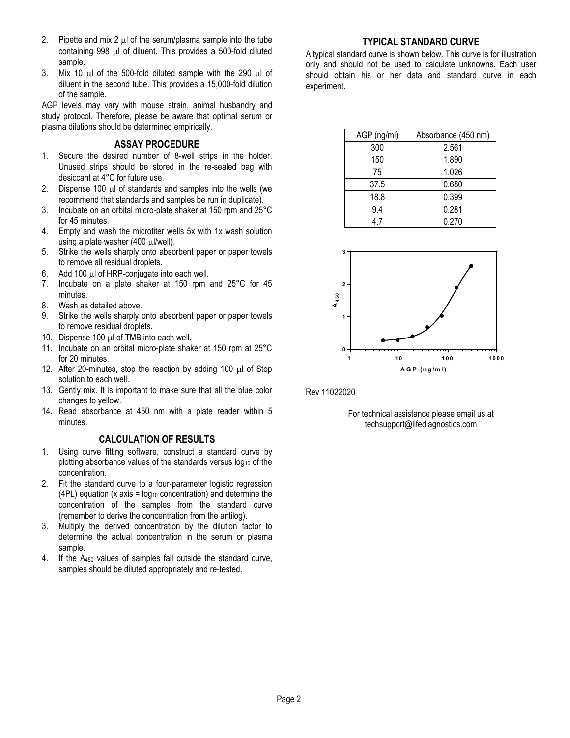2. Pipette and mix 2 μl of the serum/plasma sample into the tube containing 998 μl of diluent. This provides a 500-fold diluted sample.
3. Mix 10 μl of the 500-fold diluted sample with the 290 μl of diluent in the second tube. This provides a 15,000-fold dilution of the sample.

AGP levels may vary with mouse strain, animal husbandry and study protocol. Therefore, please be aware that optimal serum or plasma dilutions should be determined empirically.

## ASSAY PROCEDURE

1. Secure the desired number of 8-well strips in the holder. Unused strips should be stored in the re-sealed bag with desiccant at 4°C for future use.
2. Dispense 100 μl of standards and samples into the wells (we recommend that standards and samples be run in duplicate).
3. Incubate on an orbital micro-plate shaker at 150 rpm and 25°C for 45 minutes.
4. Empty and wash the microtiter wells 5x with 1x wash solution using a plate washer (400 μl/well).
5. Strike the wells sharply onto absorbent paper or paper towels to remove all residual droplets.
6. Add 100 μl of HRP-conjugate into each well.
7. Incubate on a plate shaker at 150 rpm and 25°C for 45 minutes.
8. Wash as detailed above.
9. Strike the wells sharply onto absorbent paper or paper towels to remove residual droplets.
10. Dispense 100 μl of TMB into each well.
11. Incubate on an orbital micro-plate shaker at 150 rpm at 25°C for 20 minutes.
12. After 20-minutes, stop the reaction by adding 100 μl of Stop solution to each well.
13. Gently mix. It is important to make sure that all the blue color changes to yellow.
14. Read absorbance at 450 nm with a plate reader within 5 minutes.

## CALCULATION OF RESULTS

1. Using curve fitting software, construct a standard curve by plotting absorbance values of the standards versus $\log_{10}$ of the concentration.
2. Fit the standard curve to a four-parameter logistic regression (4PL) equation (x axis = $\log_{10}$ concentration) and determine the concentration of the samples from the standard curve (remember to derive the concentration from the antilog).
3. Multiply the derived concentration by the dilution factor to determine the actual concentration in the serum or plasma sample.
4. If the $A_{450}$ values of samples fall outside the standard curve, samples should be diluted appropriately and re-tested.

## TYPICAL STANDARD CURVE

A typical standard curve is shown below. This curve is for illustration only and should not be used to calculate unknowns. Each user should obtain his or her data and standard curve in each experiment.

| AGP (ng/ml) | Absorbance (450 nm) |
|---|---|
| 300 | 2.561 |
| 150 | 1.890 |
| 75 | 1.026 |
| 37.5 | 0.680 |
| 18.8 | 0.399 |
| 9.4 | 0.281 |
| 4.7 | 0.270 |

$A_{450}$

0
1
2
3

1
10
100
1000

AGP (ng/ml)

Rev 11022020

For technical assistance please email us at techsupport@lifediagnostics.com